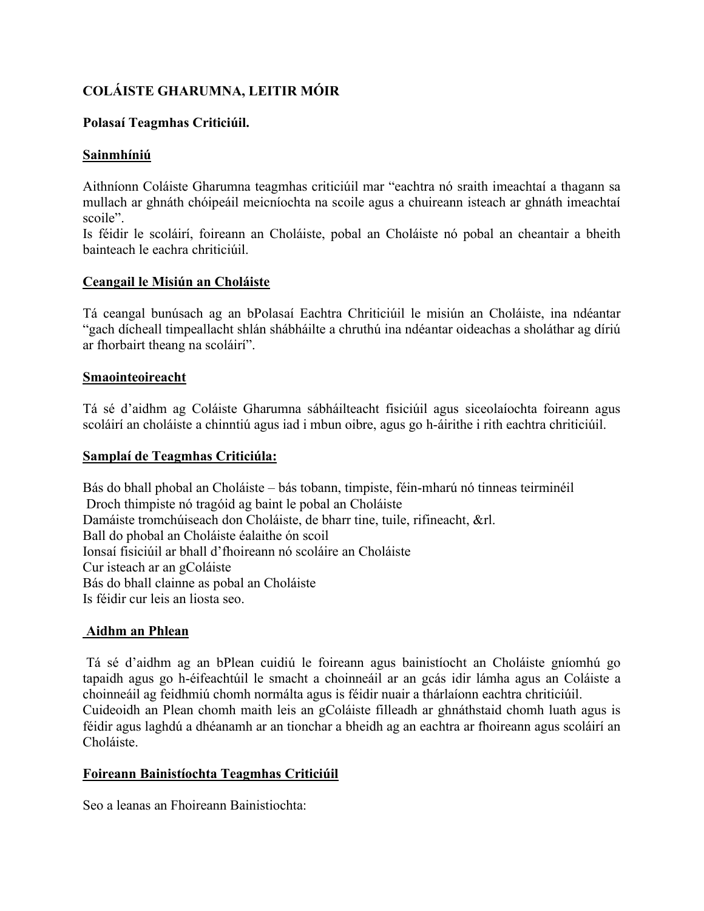**COLÁISTE GHARUMNA, LEITIR MÓIR**

**Polasaí Teagmhas Criticiúil.**

## Sainmhíniú

Aithníonn Coláiste Gharumna teagmhas criticiúil mar "eachtra nó sraith imeachtaí a thagann sa mullach ar ghnáth chóipeáil meicníochta na scoile agus a chuireann isteach ar ghnáth imeachtaí scoile".
Is féidir le scoláirí, foireann an Choláiste, pobal an Choláiste nó pobal an cheantair a bheith bainteach le eachra chriticiúil.

## Ceangail le Misiún an Choláiste

Tá ceangal bunúsach ag an bPolasaí Eachtra Chriticiúil le misiún an Choláiste, ina ndéantar "gach dícheall timpeallacht shlán shábháilte a chruthú ina ndéantar oideachas a sholáthar ag díriú ar fhorbairt theang na scoláirí".

## Smaointeoireacht

Tá sé d'aidhm ag Coláiste Gharumna sábháilteacht fisiciúil agus siceolaíochta foireann agus scoláirí an choláiste a chinntiú agus iad i mbun oibre, agus go h-áirithe i rith eachtra chriticiúil.

## Samplaí de Teagmhas Criticiúla:

Bás do bhall phobal an Choláiste – bás tobann, timpiste, féin-mharú nó tinneas teirminéil
Droch thimpiste nó tragóid ag baint le pobal an Choláiste
Damáiste tromchúiseach don Choláiste, de bharr tine, tuile, rifineacht, &rl.
Ball do phobal an Choláiste éalaithe ón scoil
Ionsaí fisiciúil ar bhall d'fhoireann nó scoláire an Choláiste
Cur isteach ar an gColáiste
Bás do bhall clainne as pobal an Choláiste
Is féidir cur leis an liosta seo.

## Aidhm an Phlean

Tá sé d'aidhm ag an bPlean cuidiú le foireann agus bainistíocht an Choláiste gníomhú go tapaidh agus go h-éifeachtúil le smacht a choinneáil ar an gcás idir lámha agus an Coláiste a choinneáil ag feidhmiú chomh normálta agus is féidir nuair a thárlaíonn eachtra chriticiúil.
Cuideoidh an Plean chomh maith leis an gColáiste filleadh ar ghnáthstaid chomh luath agus is féidir agus laghdú a dhéanamh ar an tionchar a bheidh ag an eachtra ar fhoireann agus scoláirí an Choláiste.

## Foireann Bainistíochta Teagmhas Criticiúil

Seo a leanas an Fhoireann Bainistiochta: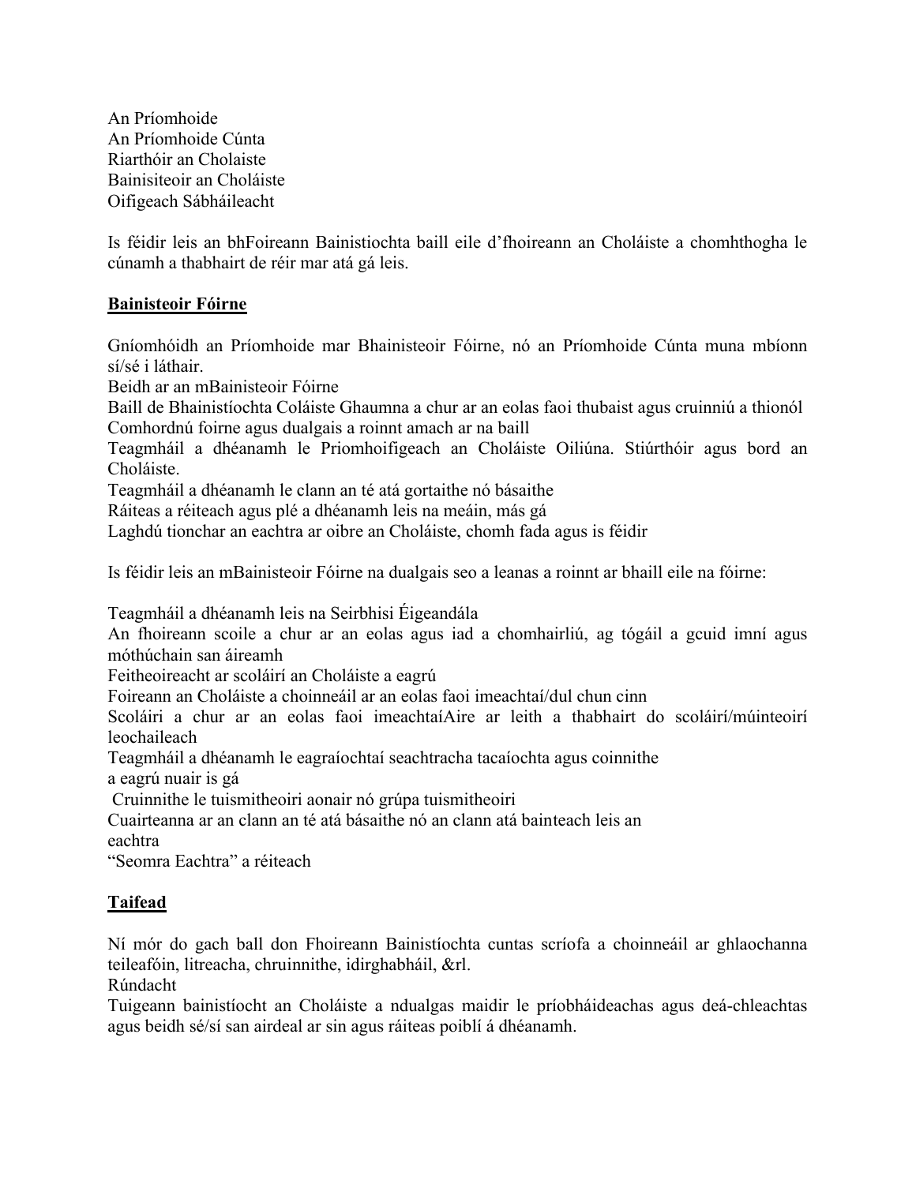An Príomhoide
An Príomhoide Cúnta
Riarthóir an Cholaiste
Bainisiteoir an Choláiste
Oifigeach Sábháileacht

Is féidir leis an bhFoireann Bainistiochta baill eile d'fhoireann an Choláiste a chomhthogha le cúnamh a thabhairt de réir mar atá gá leis.

**Bainisteoir Fóirne**

Gníomhóidh an Príomhoide mar Bhainisteoir Fóirne, nó an Príomhoide Cúnta muna mbíonn sí/sé i láthair.
Beidh ar an mBainisteoir Fóirne
Baill de Bhainistíochta Coláiste Ghaumna a chur ar an eolas faoi thubaist agus cruinniú a thionól
Comhordnú foirne agus dualgais a roinnt amach ar na baill
Teagmháil a dhéanamh le Priomhoifigeach an Choláiste Oiliúna. Stiúrthóir agus bord an Choláiste.
Teagmháil a dhéanamh le clann an té atá gortaithe nó básaithe
Ráiteas a réiteach agus plé a dhéanamh leis na meáin, más gá
Laghdú tionchar an eachtra ar oibre an Choláiste, chomh fada agus is féidir

Is féidir leis an mBainisteoir Fóirne na dualgais seo a leanas a roinnt ar bhaill eile na fóirne:

Teagmháil a dhéanamh leis na Seirbhisi Éigeandála
An fhoireann scoile a chur ar an eolas agus iad a chomhairliú, ag tógáil a gcuid imní agus móthúchain san áireamh
Feitheoireacht ar scoláirí an Choláiste a eagrú
Foireann an Choláiste a choinneáil ar an eolas faoi imeachtaí/dul chun cinn
Scoláiri a chur ar an eolas faoi imeachtaíAire ar leith a thabhairt do scoláirí/múinteoirí leochaileach
Teagmháil a dhéanamh le eagraíochtaí seachtracha tacaíochta agus coinnithe
a eagrú nuair is gá
Cruinnithe le tuismitheoiri aonair nó grúpa tuismitheoiri
Cuairteanna ar an clann an té atá básaithe nó an clann atá bainteach leis an
eachtra
"Seomra Eachtra" a réiteach

**Taifead**

Ní mór do gach ball don Fhoireann Bainistíochta cuntas scríofa a choinneáil ar ghlaochanna teileafóin, litreacha, chruinnithe, idirghabháil, &rl.
Rúndacht
Tuigeann bainistíocht an Choláiste a ndualgas maidir le príobháideachas agus deá-chleachtas agus beidh sé/sí san airdeal ar sin agus ráiteas poiblí á dhéanamh.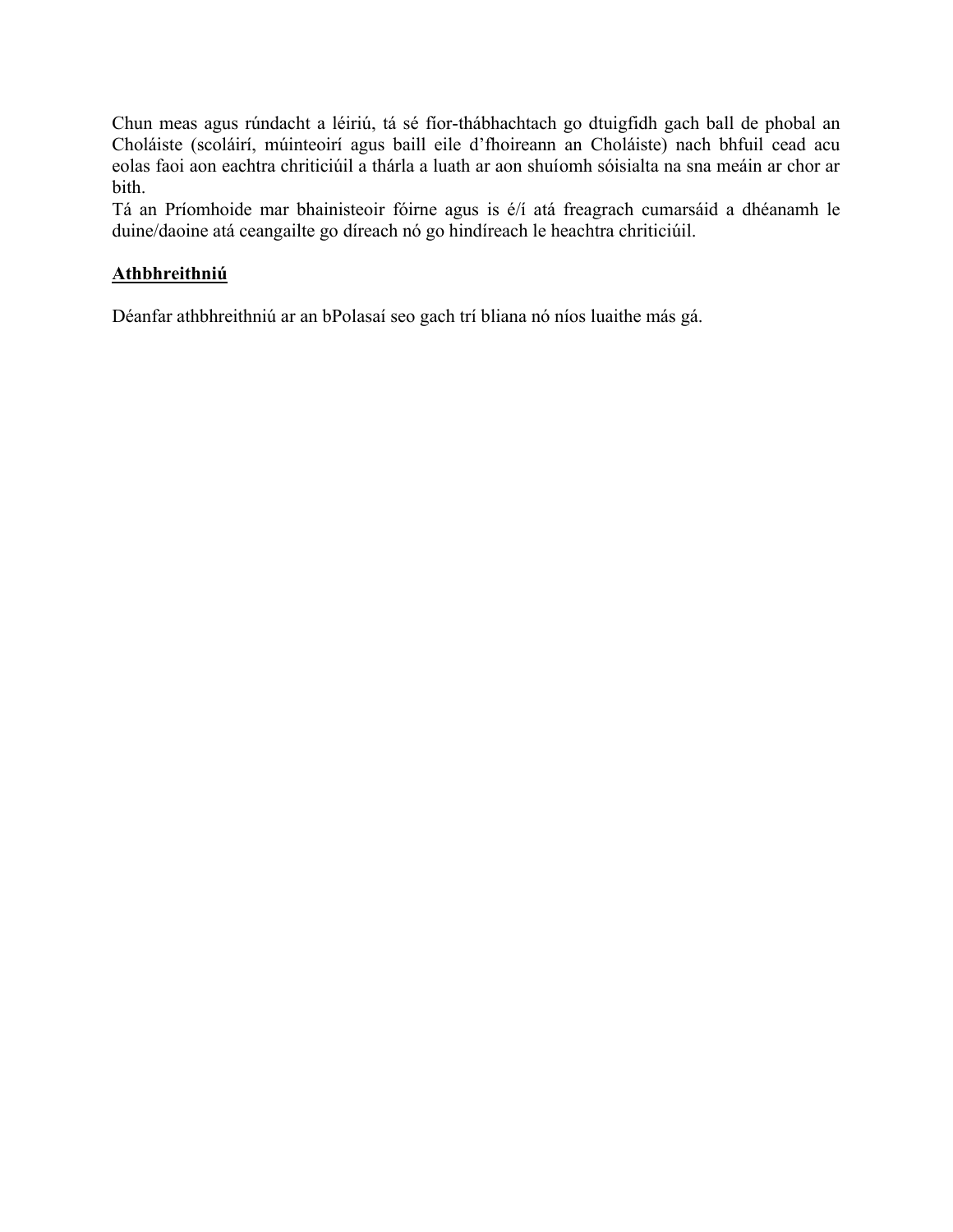Chun meas agus rúndacht a léiriú, tá sé fíor-thábhachtach go dtuigfidh gach ball de phobal an Choláiste (scoláirí, múinteoirí agus baill eile d'fhoireann an Choláiste) nach bhfuil cead acu eolas faoi aon eachtra chriticiúil a thárla a luath ar aon shuíomh sóisialta na sna meáin ar chor ar bith.

Tá an Príomhoide mar bhainisteoir fóirne agus is é/í atá freagrach cumarsáid a dhéanamh le duine/daoine atá ceangailte go díreach nó go hindíreach le heachtra chriticiúil.

**<u>Athbhreithniú</u>**

Déanfar athbhreithniú ar an bPolasaí seo gach trí bliana nó níos luaithe más gá.